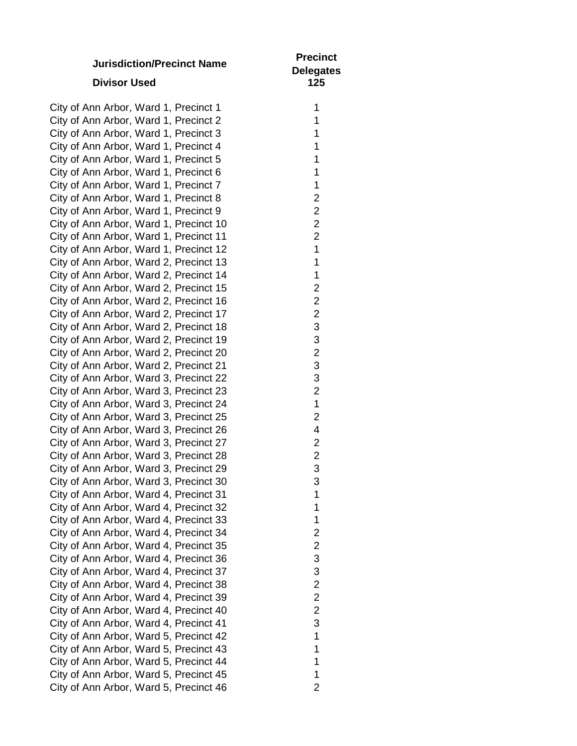| Jurisdiction/Precinct Name | Precinct Delegates |
|---|---|
| **Divisor Used** | **125** |
| City of Ann Arbor, Ward 1, Precinct 1 | 1 |
| City of Ann Arbor, Ward 1, Precinct 2 | 1 |
| City of Ann Arbor, Ward 1, Precinct 3 | 1 |
| City of Ann Arbor, Ward 1, Precinct 4 | 1 |
| City of Ann Arbor, Ward 1, Precinct 5 | 1 |
| City of Ann Arbor, Ward 1, Precinct 6 | 1 |
| City of Ann Arbor, Ward 1, Precinct 7 | 1 |
| City of Ann Arbor, Ward 1, Precinct 8 | 2 |
| City of Ann Arbor, Ward 1, Precinct 9 | 2 |
| City of Ann Arbor, Ward 1, Precinct 10 | 2 |
| City of Ann Arbor, Ward 1, Precinct 11 | 2 |
| City of Ann Arbor, Ward 1, Precinct 12 | 1 |
| City of Ann Arbor, Ward 2, Precinct 13 | 1 |
| City of Ann Arbor, Ward 2, Precinct 14 | 1 |
| City of Ann Arbor, Ward 2, Precinct 15 | 2 |
| City of Ann Arbor, Ward 2, Precinct 16 | 2 |
| City of Ann Arbor, Ward 2, Precinct 17 | 2 |
| City of Ann Arbor, Ward 2, Precinct 18 | 3 |
| City of Ann Arbor, Ward 2, Precinct 19 | 3 |
| City of Ann Arbor, Ward 2, Precinct 20 | 2 |
| City of Ann Arbor, Ward 2, Precinct 21 | 3 |
| City of Ann Arbor, Ward 3, Precinct 22 | 3 |
| City of Ann Arbor, Ward 3, Precinct 23 | 2 |
| City of Ann Arbor, Ward 3, Precinct 24 | 1 |
| City of Ann Arbor, Ward 3, Precinct 25 | 2 |
| City of Ann Arbor, Ward 3, Precinct 26 | 4 |
| City of Ann Arbor, Ward 3, Precinct 27 | 2 |
| City of Ann Arbor, Ward 3, Precinct 28 | 2 |
| City of Ann Arbor, Ward 3, Precinct 29 | 3 |
| City of Ann Arbor, Ward 3, Precinct 30 | 3 |
| City of Ann Arbor, Ward 4, Precinct 31 | 1 |
| City of Ann Arbor, Ward 4, Precinct 32 | 1 |
| City of Ann Arbor, Ward 4, Precinct 33 | 1 |
| City of Ann Arbor, Ward 4, Precinct 34 | 2 |
| City of Ann Arbor, Ward 4, Precinct 35 | 2 |
| City of Ann Arbor, Ward 4, Precinct 36 | 3 |
| City of Ann Arbor, Ward 4, Precinct 37 | 3 |
| City of Ann Arbor, Ward 4, Precinct 38 | 2 |
| City of Ann Arbor, Ward 4, Precinct 39 | 2 |
| City of Ann Arbor, Ward 4, Precinct 40 | 2 |
| City of Ann Arbor, Ward 4, Precinct 41 | 3 |
| City of Ann Arbor, Ward 5, Precinct 42 | 1 |
| City of Ann Arbor, Ward 5, Precinct 43 | 1 |
| City of Ann Arbor, Ward 5, Precinct 44 | 1 |
| City of Ann Arbor, Ward 5, Precinct 45 | 1 |
| City of Ann Arbor, Ward 5, Precinct 46 | 2 |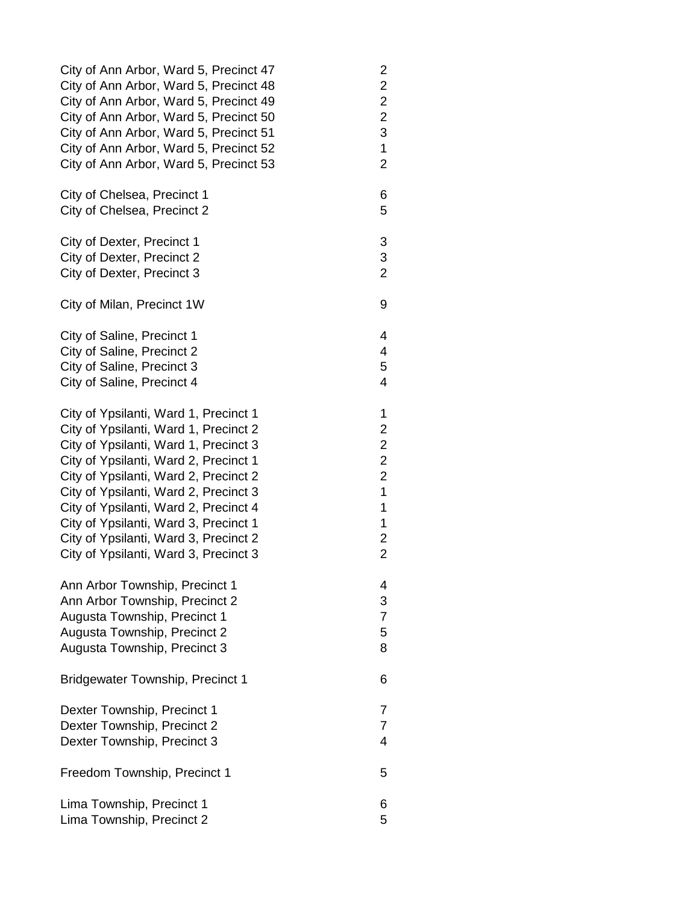| | |
|---|---|
| City of Ann Arbor, Ward 5, Precinct 47 | 2 |
| City of Ann Arbor, Ward 5, Precinct 48 | 2 |
| City of Ann Arbor, Ward 5, Precinct 49 | 2 |
| City of Ann Arbor, Ward 5, Precinct 50 | 2 |
| City of Ann Arbor, Ward 5, Precinct 51 | 3 |
| City of Ann Arbor, Ward 5, Precinct 52 | 1 |
| City of Ann Arbor, Ward 5, Precinct 53 | 2 |
| | |
| City of Chelsea, Precinct 1 | 6 |
| City of Chelsea, Precinct 2 | 5 |
| | |
| City of Dexter, Precinct 1 | 3 |
| City of Dexter, Precinct 2 | 3 |
| City of Dexter, Precinct 3 | 2 |
| | |
| City of Milan, Precinct 1W | 9 |
| | |
| City of Saline, Precinct 1 | 4 |
| City of Saline, Precinct 2 | 4 |
| City of Saline, Precinct 3 | 5 |
| City of Saline, Precinct 4 | 4 |
| | |
| City of Ypsilanti, Ward 1, Precinct 1 | 1 |
| City of Ypsilanti, Ward 1, Precinct 2 | 2 |
| City of Ypsilanti, Ward 1, Precinct 3 | 2 |
| City of Ypsilanti, Ward 2, Precinct 1 | 2 |
| City of Ypsilanti, Ward 2, Precinct 2 | 2 |
| City of Ypsilanti, Ward 2, Precinct 3 | 1 |
| City of Ypsilanti, Ward 2, Precinct 4 | 1 |
| City of Ypsilanti, Ward 3, Precinct 1 | 1 |
| City of Ypsilanti, Ward 3, Precinct 2 | 2 |
| City of Ypsilanti, Ward 3, Precinct 3 | 2 |
| | |
| Ann Arbor Township, Precinct 1 | 4 |
| Ann Arbor Township, Precinct 2 | 3 |
| Augusta Township, Precinct 1 | 7 |
| Augusta Township, Precinct 2 | 5 |
| Augusta Township, Precinct 3 | 8 |
| | |
| Bridgewater Township, Precinct 1 | 6 |
| | |
| Dexter Township, Precinct 1 | 7 |
| Dexter Township, Precinct 2 | 7 |
| Dexter Township, Precinct 3 | 4 |
| | |
| Freedom Township, Precinct 1 | 5 |
| | |
| Lima Township, Precinct 1 | 6 |
| Lima Township, Precinct 2 | 5 |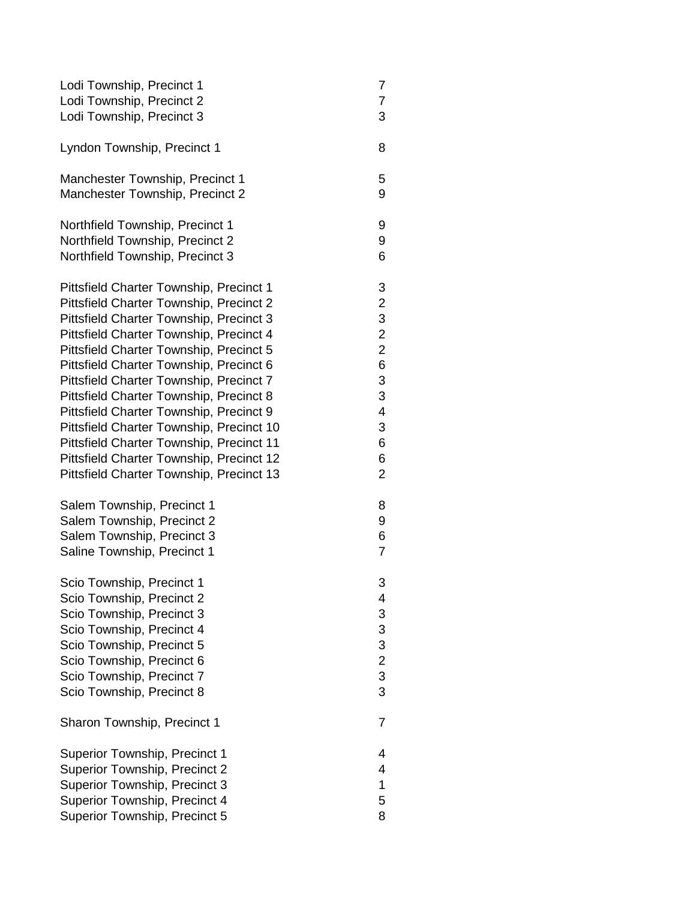| | |
|---|---|
| Lodi Township, Precinct 1 | 7 |
| Lodi Township, Precinct 2 | 7 |
| Lodi Township, Precinct 3 | 3 |
| | |
| Lyndon Township, Precinct 1 | 8 |
| | |
| Manchester Township, Precinct 1 | 5 |
| Manchester Township, Precinct 2 | 9 |
| | |
| Northfield Township, Precinct 1 | 9 |
| Northfield Township, Precinct 2 | 9 |
| Northfield Township, Precinct 3 | 6 |
| | |
| Pittsfield Charter Township, Precinct 1 | 3 |
| Pittsfield Charter Township, Precinct 2 | 2 |
| Pittsfield Charter Township, Precinct 3 | 3 |
| Pittsfield Charter Township, Precinct 4 | 2 |
| Pittsfield Charter Township, Precinct 5 | 2 |
| Pittsfield Charter Township, Precinct 6 | 6 |
| Pittsfield Charter Township, Precinct 7 | 3 |
| Pittsfield Charter Township, Precinct 8 | 3 |
| Pittsfield Charter Township, Precinct 9 | 4 |
| Pittsfield Charter Township, Precinct 10 | 3 |
| Pittsfield Charter Township, Precinct 11 | 6 |
| Pittsfield Charter Township, Precinct 12 | 6 |
| Pittsfield Charter Township, Precinct 13 | 2 |
| | |
| Salem Township, Precinct 1 | 8 |
| Salem Township, Precinct 2 | 9 |
| Salem Township, Precinct 3 | 6 |
| Saline Township, Precinct 1 | 7 |
| | |
| Scio Township, Precinct 1 | 3 |
| Scio Township, Precinct 2 | 4 |
| Scio Township, Precinct 3 | 3 |
| Scio Township, Precinct 4 | 3 |
| Scio Township, Precinct 5 | 3 |
| Scio Township, Precinct 6 | 2 |
| Scio Township, Precinct 7 | 3 |
| Scio Township, Precinct 8 | 3 |
| | |
| Sharon Township, Precinct 1 | 7 |
| | |
| Superior Township, Precinct 1 | 4 |
| Superior Township, Precinct 2 | 4 |
| Superior Township, Precinct 3 | 1 |
| Superior Township, Precinct 4 | 5 |
| Superior Township, Precinct 5 | 8 |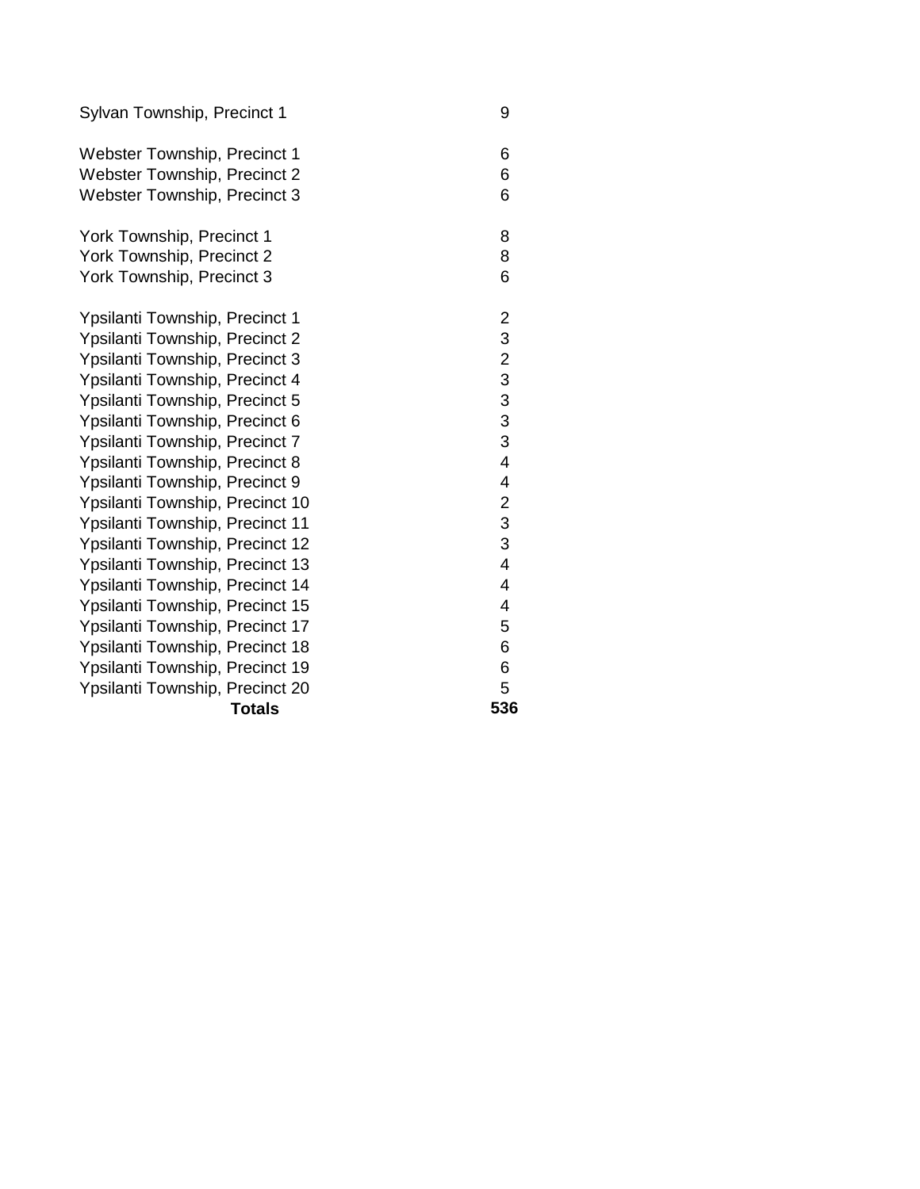| | |
|---|---|
| Sylvan Township, Precinct 1 | 9 |
| | |
| Webster Township, Precinct 1 | 6 |
| Webster Township, Precinct 2 | 6 |
| Webster Township, Precinct 3 | 6 |
| | |
| York Township, Precinct 1 | 8 |
| York Township, Precinct 2 | 8 |
| York Township, Precinct 3 | 6 |
| | |
| Ypsilanti Township, Precinct 1 | 2 |
| Ypsilanti Township, Precinct 2 | 3 |
| Ypsilanti Township, Precinct 3 | 2 |
| Ypsilanti Township, Precinct 4 | 3 |
| Ypsilanti Township, Precinct 5 | 3 |
| Ypsilanti Township, Precinct 6 | 3 |
| Ypsilanti Township, Precinct 7 | 3 |
| Ypsilanti Township, Precinct 8 | 4 |
| Ypsilanti Township, Precinct 9 | 4 |
| Ypsilanti Township, Precinct 10 | 2 |
| Ypsilanti Township, Precinct 11 | 3 |
| Ypsilanti Township, Precinct 12 | 3 |
| Ypsilanti Township, Precinct 13 | 4 |
| Ypsilanti Township, Precinct 14 | 4 |
| Ypsilanti Township, Precinct 15 | 4 |
| Ypsilanti Township, Precinct 17 | 5 |
| Ypsilanti Township, Precinct 18 | 6 |
| Ypsilanti Township, Precinct 19 | 6 |
| Ypsilanti Township, Precinct 20 | 5 |
| **Totals** | **536** |